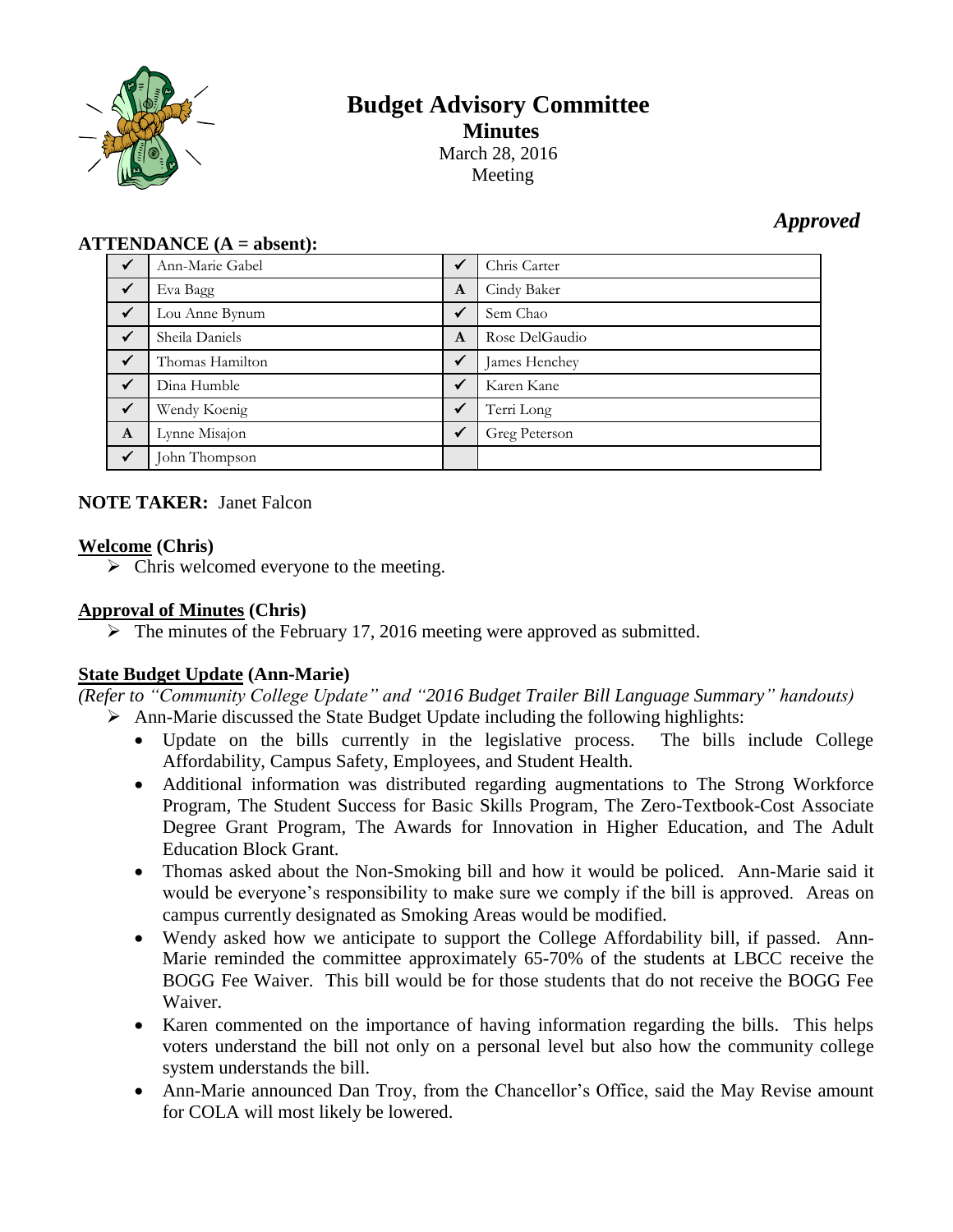# Budget Advisory Committee

## Minutes

March 28, 2016
Meeting

*Approved*

**ATTENDANCE (A = absent):**

| | | | |
|---|---|---|---|
| ✓ | Ann-Marie Gabel | ✓ | Chris Carter |
| ✓ | Eva Bagg | A | Cindy Baker |
| ✓ | Lou Anne Bynum | ✓ | Sem Chao |
| ✓ | Sheila Daniels | A | Rose DelGaudio |
| ✓ | Thomas Hamilton | ✓ | James Henchey |
| ✓ | Dina Humble | ✓ | Karen Kane |
| ✓ | Wendy Koenig | ✓ | Terri Long |
| A | Lynne Misajon | ✓ | Greg Peterson |
| ✓ | John Thompson | | |

**NOTE TAKER:** Janet Falcon

**Welcome (Chris)**

- Chris welcomed everyone to the meeting.

**Approval of Minutes (Chris)**

- The minutes of the February 17, 2016 meeting were approved as submitted.

**State Budget Update (Ann-Marie)**

*(Refer to "Community College Update" and "2016 Budget Trailer Bill Language Summary" handouts)*

- Ann-Marie discussed the State Budget Update including the following highlights:
  - Update on the bills currently in the legislative process. The bills include College Affordability, Campus Safety, Employees, and Student Health.
  - Additional information was distributed regarding augmentations to The Strong Workforce Program, The Student Success for Basic Skills Program, The Zero-Textbook-Cost Associate Degree Grant Program, The Awards for Innovation in Higher Education, and The Adult Education Block Grant.
  - Thomas asked about the Non-Smoking bill and how it would be policed. Ann-Marie said it would be everyone's responsibility to make sure we comply if the bill is approved. Areas on campus currently designated as Smoking Areas would be modified.
  - Wendy asked how we anticipate to support the College Affordability bill, if passed. Ann-Marie reminded the committee approximately 65-70% of the students at LBCC receive the BOGG Fee Waiver. This bill would be for those students that do not receive the BOGG Fee Waiver.
  - Karen commented on the importance of having information regarding the bills. This helps voters understand the bill not only on a personal level but also how the community college system understands the bill.
  - Ann-Marie announced Dan Troy, from the Chancellor's Office, said the May Revise amount for COLA will most likely be lowered.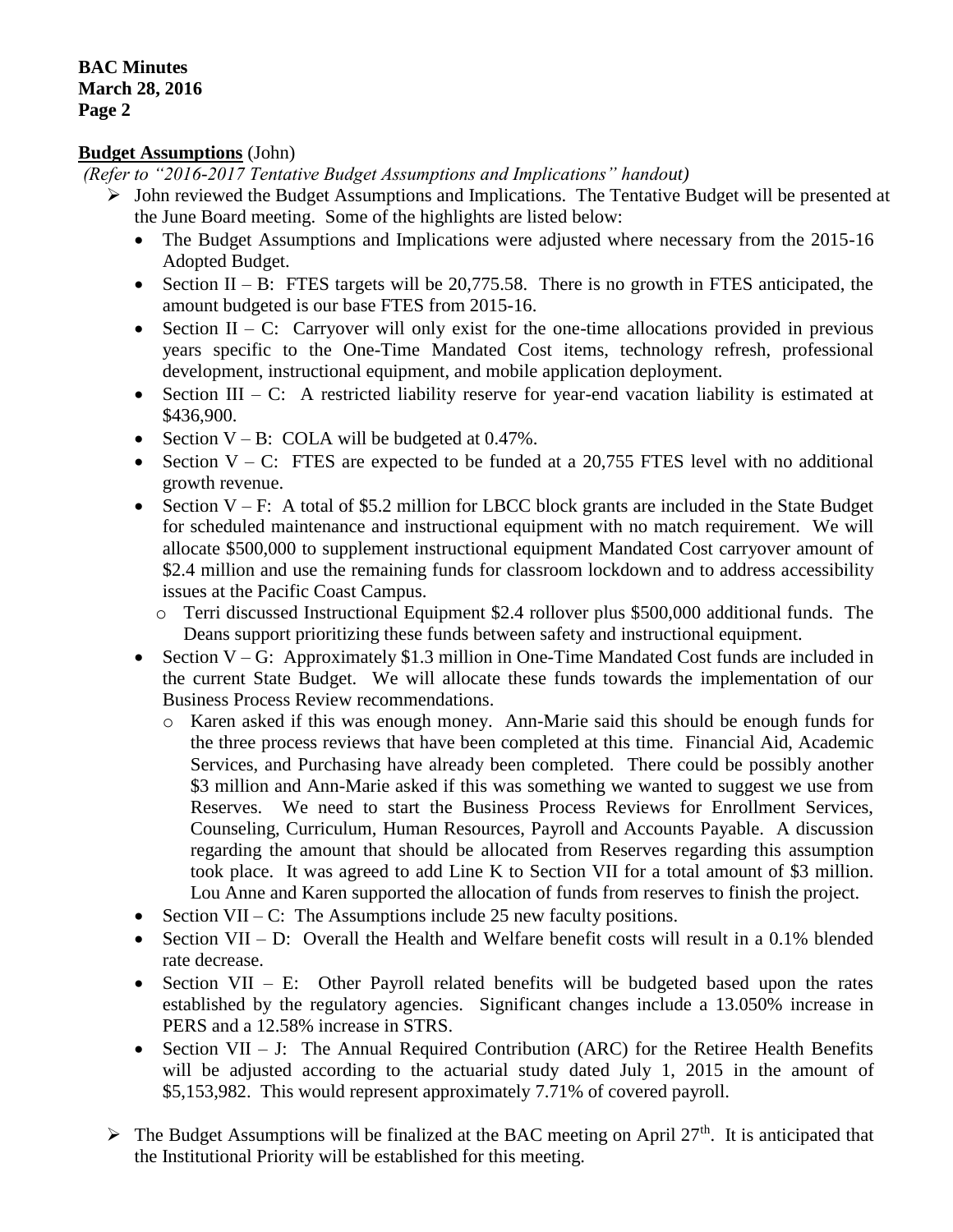**Budget Assumptions** (John)

*(Refer to "2016-2017 Tentative Budget Assumptions and Implications" handout)*

- John reviewed the Budget Assumptions and Implications. The Tentative Budget will be presented at the June Board meeting. Some of the highlights are listed below:
  - The Budget Assumptions and Implications were adjusted where necessary from the 2015-16 Adopted Budget.
  - Section II – B: FTES targets will be 20,775.58. There is no growth in FTES anticipated, the amount budgeted is our base FTES from 2015-16.
  - Section II – C: Carryover will only exist for the one-time allocations provided in previous years specific to the One-Time Mandated Cost items, technology refresh, professional development, instructional equipment, and mobile application deployment.
  - Section III – C: A restricted liability reserve for year-end vacation liability is estimated at $436,900.
  - Section V – B: COLA will be budgeted at 0.47%.
  - Section V – C: FTES are expected to be funded at a 20,755 FTES level with no additional growth revenue.
  - Section V – F: A total of $5.2 million for LBCC block grants are included in the State Budget for scheduled maintenance and instructional equipment with no match requirement. We will allocate $500,000 to supplement instructional equipment Mandated Cost carryover amount of $2.4 million and use the remaining funds for classroom lockdown and to address accessibility issues at the Pacific Coast Campus.
    - Terri discussed Instructional Equipment $2.4 rollover plus $500,000 additional funds. The Deans support prioritizing these funds between safety and instructional equipment.
  - Section V – G: Approximately $1.3 million in One-Time Mandated Cost funds are included in the current State Budget. We will allocate these funds towards the implementation of our Business Process Review recommendations.
    - Karen asked if this was enough money. Ann-Marie said this should be enough funds for the three process reviews that have been completed at this time. Financial Aid, Academic Services, and Purchasing have already been completed. There could be possibly another $3 million and Ann-Marie asked if this was something we wanted to suggest we use from Reserves. We need to start the Business Process Reviews for Enrollment Services, Counseling, Curriculum, Human Resources, Payroll and Accounts Payable. A discussion regarding the amount that should be allocated from Reserves regarding this assumption took place. It was agreed to add Line K to Section VII for a total amount of $3 million. Lou Anne and Karen supported the allocation of funds from reserves to finish the project.
  - Section VII – C: The Assumptions include 25 new faculty positions.
  - Section VII – D: Overall the Health and Welfare benefit costs will result in a 0.1% blended rate decrease.
  - Section VII – E: Other Payroll related benefits will be budgeted based upon the rates established by the regulatory agencies. Significant changes include a 13.050% increase in PERS and a 12.58% increase in STRS.
  - Section VII – J: The Annual Required Contribution (ARC) for the Retiree Health Benefits will be adjusted according to the actuarial study dated July 1, 2015 in the amount of $5,153,982. This would represent approximately 7.71% of covered payroll.
- The Budget Assumptions will be finalized at the BAC meeting on April 27th. It is anticipated that the Institutional Priority will be established for this meeting.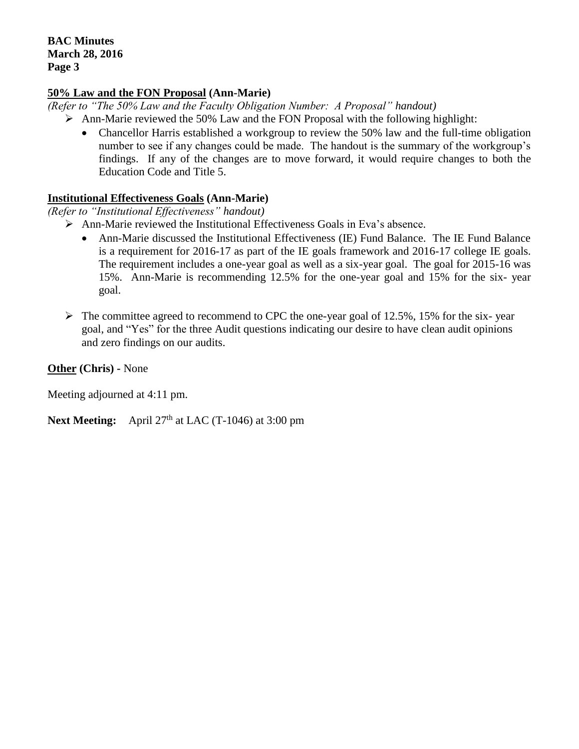**50% Law and the FON Proposal (Ann-Marie)**

*(Refer to "The 50% Law and the Faculty Obligation Number: A Proposal" handout)*

- Ann-Marie reviewed the 50% Law and the FON Proposal with the following highlight:
  - Chancellor Harris established a workgroup to review the 50% law and the full-time obligation number to see if any changes could be made. The handout is the summary of the workgroup's findings. If any of the changes are to move forward, it would require changes to both the Education Code and Title 5.

**Institutional Effectiveness Goals (Ann-Marie)**

*(Refer to "Institutional Effectiveness" handout)*

- Ann-Marie reviewed the Institutional Effectiveness Goals in Eva's absence.
  - Ann-Marie discussed the Institutional Effectiveness (IE) Fund Balance. The IE Fund Balance is a requirement for 2016-17 as part of the IE goals framework and 2016-17 college IE goals. The requirement includes a one-year goal as well as a six-year goal. The goal for 2015-16 was 15%. Ann-Marie is recommending 12.5% for the one-year goal and 15% for the six- year goal.

- The committee agreed to recommend to CPC the one-year goal of 12.5%, 15% for the six- year goal, and "Yes" for the three Audit questions indicating our desire to have clean audit opinions and zero findings on our audits.

**Other (Chris) -** None

Meeting adjourned at 4:11 pm.

**Next Meeting:** April 27th at LAC (T-1046) at 3:00 pm